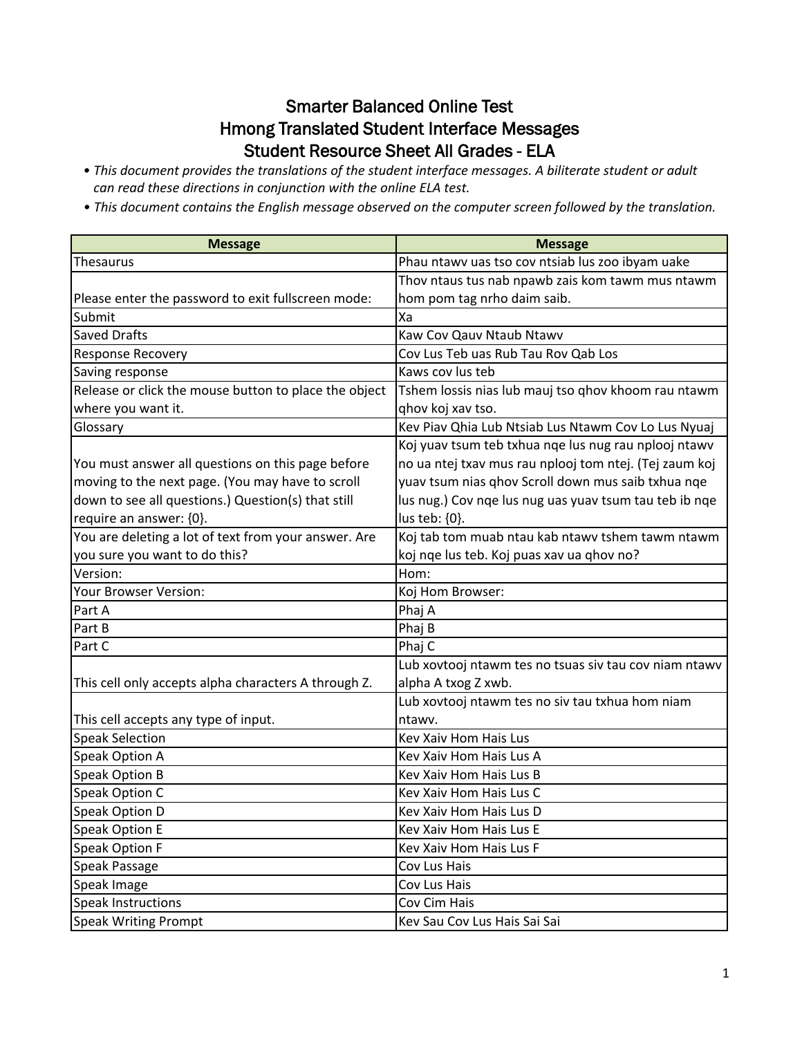# Smarter Balanced Online Test
# Hmong Translated Student Interface Messages
# Student Resource Sheet All Grades - ELA

- *This document provides the translations of the student interface messages. A biliterate student or adult can read these directions in conjunction with the online ELA test.*
- *This document contains the English message observed on the computer screen followed by the translation.*

| Message | Message |
|---|---|
| Thesaurus | Phau ntawv uas tso cov ntsiab lus zoo ibyam uake |
| Please enter the password to exit fullscreen mode: | Thov ntaus tus nab npawb zais kom tawm mus ntawm hom pom tag nrho daim saib. |
| Submit | Xa |
| Saved Drafts | Kaw Cov Qauv Ntaub Ntawv |
| Response Recovery | Cov Lus Teb uas Rub Tau Rov Qab Los |
| Saving response | Kaws cov lus teb |
| Release or click the mouse button to place the object where you want it. | Tshem lossis nias lub mauj tso qhov khoom rau ntawm qhov koj xav tso. |
| Glossary | Kev Piav Qhia Lub Ntsiab Lus Ntawm Cov Lo Lus Nyuaj |
| You must answer all questions on this page before moving to the next page. (You may have to scroll down to see all questions.) Question(s) that still require an answer: {0}. | Koj yuav tsum teb txhua nqe lus nug rau nplooj ntawv no ua ntej txav mus rau nplooj tom ntej. (Tej zaum koj yuav tsum nias qhov Scroll down mus saib txhua nqe lus nug.) Cov nqe lus nug uas yuav tsum tau teb ib nqe lus teb: {0}. |
| You are deleting a lot of text from your answer. Are you sure you want to do this? | Koj tab tom muab ntau kab ntawv tshem tawm ntawm koj nqe lus teb. Koj puas xav ua qhov no? |
| Version: | Hom: |
| Your Browser Version: | Koj Hom Browser: |
| Part A | Phaj A |
| Part B | Phaj B |
| Part C | Phaj C |
| This cell only accepts alpha characters A through Z. | Lub xovtooj ntawm tes no tsuas siv tau cov niam ntawv alpha A txog Z xwb. |
| This cell accepts any type of input. | Lub xovtooj ntawm tes no siv tau txhua hom niam ntawv. |
| Speak Selection | Kev Xaiv Hom Hais Lus |
| Speak Option A | Kev Xaiv Hom Hais Lus A |
| Speak Option B | Kev Xaiv Hom Hais Lus B |
| Speak Option C | Kev Xaiv Hom Hais Lus C |
| Speak Option D | Kev Xaiv Hom Hais Lus D |
| Speak Option E | Kev Xaiv Hom Hais Lus E |
| Speak Option F | Kev Xaiv Hom Hais Lus F |
| Speak Passage | Cov Lus Hais |
| Speak Image | Cov Lus Hais |
| Speak Instructions | Cov Cim Hais |
| Speak Writing Prompt | Kev Sau Cov Lus Hais Sai Sai |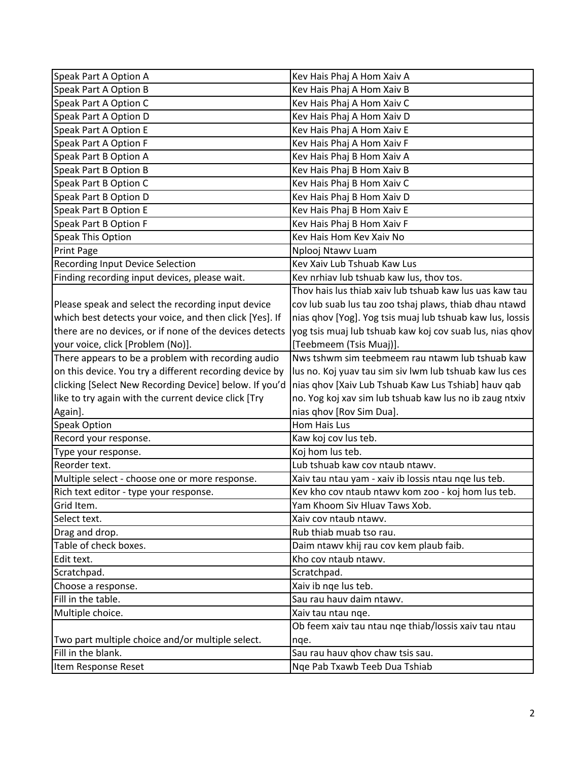| Speak Part A Option A | Kev Hais Phaj A Hom Xaiv A |
|---|---|
| Speak Part A Option B | Kev Hais Phaj A Hom Xaiv B |
| Speak Part A Option C | Kev Hais Phaj A Hom Xaiv C |
| Speak Part A Option D | Kev Hais Phaj A Hom Xaiv D |
| Speak Part A Option E | Kev Hais Phaj A Hom Xaiv E |
| Speak Part A Option F | Kev Hais Phaj A Hom Xaiv F |
| Speak Part B Option A | Kev Hais Phaj B Hom Xaiv A |
| Speak Part B Option B | Kev Hais Phaj B Hom Xaiv B |
| Speak Part B Option C | Kev Hais Phaj B Hom Xaiv C |
| Speak Part B Option D | Kev Hais Phaj B Hom Xaiv D |
| Speak Part B Option E | Kev Hais Phaj B Hom Xaiv E |
| Speak Part B Option F | Kev Hais Phaj B Hom Xaiv F |
| Speak This Option | Kev Hais Hom Kev Xaiv No |
| Print Page | Nplooj Ntawv Luam |
| Recording Input Device Selection | Kev Xaiv Lub Tshuab Kaw Lus |
| Finding recording input devices, please wait. | Kev nrhiav lub tshuab kaw lus, thov tos. |
| Please speak and select the recording input device which best detects your voice, and then click [Yes]. If there are no devices, or if none of the devices detects your voice, click [Problem (No)]. | Thov hais lus thiab xaiv lub tshuab kaw lus uas kaw tau cov lub suab lus tau zoo tshaj plaws, thiab dhau ntawd nias qhov [Yog]. Yog tsis muaj lub tshuab kaw lus, lossis yog tsis muaj lub tshuab kaw koj cov suab lus, nias qhov [Teebmeem (Tsis Muaj)]. |
| There appears to be a problem with recording audio on this device. You try a different recording device by clicking [Select New Recording Device] below. If you'd like to try again with the current device click [Try Again]. | Nws tshwm sim teebmeem rau ntawm lub tshuab kaw lus no. Koj yuav tau sim siv lwm lub tshuab kaw lus ces nias qhov [Xaiv Lub Tshuab Kaw Lus Tshiab] hauv qab no. Yog koj xav sim lub tshuab kaw lus no ib zaug ntxiv nias qhov [Rov Sim Dua]. |
| Speak Option | Hom Hais Lus |
| Record your response. | Kaw koj cov lus teb. |
| Type your response. | Koj hom lus teb. |
| Reorder text. | Lub tshuab kaw cov ntaub ntawv. |
| Multiple select - choose one or more response. | Xaiv tau ntau yam - xaiv ib lossis ntau nqe lus teb. |
| Rich text editor - type your response. | Kev kho cov ntaub ntawv kom zoo - koj hom lus teb. |
| Grid Item. | Yam Khoom Siv Hluav Taws Xob. |
| Select text. | Xaiv cov ntaub ntawv. |
| Drag and drop. | Rub thiab muab tso rau. |
| Table of check boxes. | Daim ntawv khij rau cov kem plaub faib. |
| Edit text. | Kho cov ntaub ntawv. |
| Scratchpad. | Scratchpad. |
| Choose a response. | Xaiv ib nqe lus teb. |
| Fill in the table. | Sau rau hauv daim ntawv. |
| Multiple choice. | Xaiv tau ntau nqe. |
| Two part multiple choice and/or multiple select. | Ob feem xaiv tau ntau nqe thiab/lossis xaiv tau ntau nqe. |
| Fill in the blank. | Sau rau hauv qhov chaw tsis sau. |
| Item Response Reset | Nqe Pab Txawb Teeb Dua Tshiab |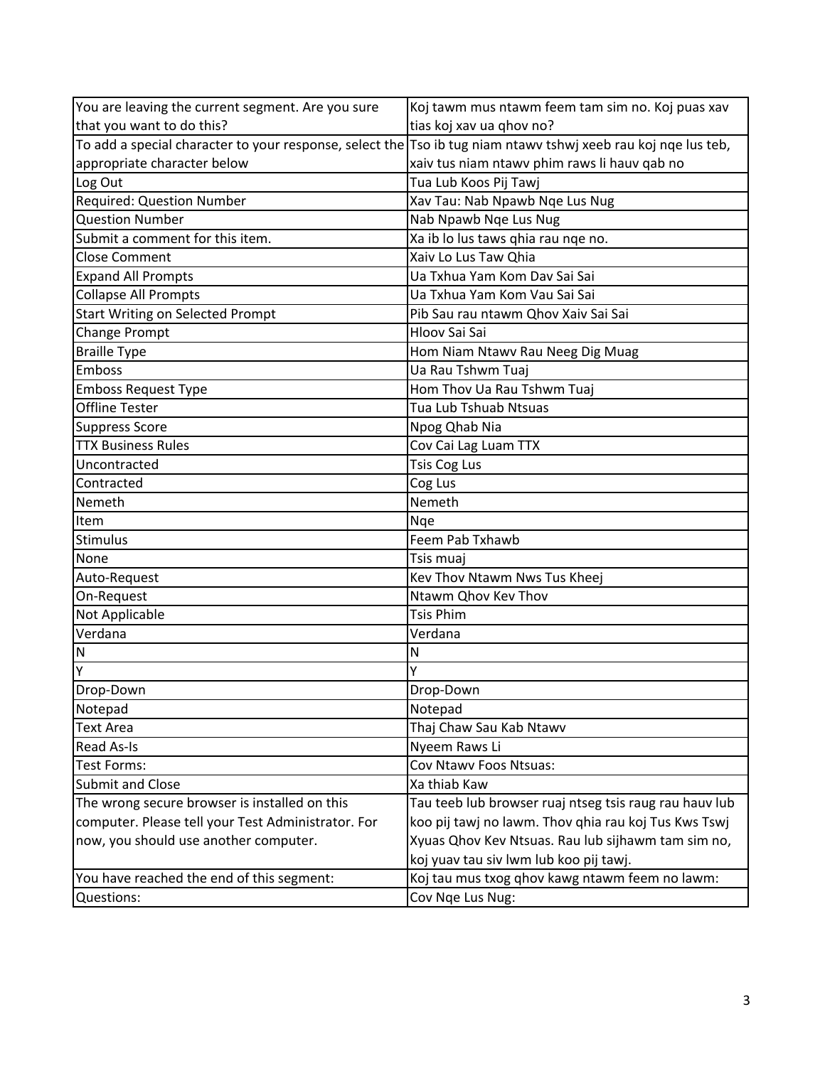| | |
|---|---|
| You are leaving the current segment. Are you sure that you want to do this? | Koj tawm mus ntawm feem tam sim no. Koj puas xav tias koj xav ua qhov no? |
| To add a special character to your response, select the appropriate character below | Tso ib tug niam ntawv tshwj xeeb rau koj nqe lus teb, xaiv tus niam ntawv phim raws li hauv qab no |
| Log Out | Tua Lub Koos Pij Tawj |
| Required: Question Number | Xav Tau: Nab Npawb Nqe Lus Nug |
| Question Number | Nab Npawb Nqe Lus Nug |
| Submit a comment for this item. | Xa ib lo lus taws qhia rau nqe no. |
| Close Comment | Xaiv Lo Lus Taw Qhia |
| Expand All Prompts | Ua Txhua Yam Kom Dav Sai Sai |
| Collapse All Prompts | Ua Txhua Yam Kom Vau Sai Sai |
| Start Writing on Selected Prompt | Pib Sau rau ntawm Qhov Xaiv Sai Sai |
| Change Prompt | Hloov Sai Sai |
| Braille Type | Hom Niam Ntawv Rau Neeg Dig Muag |
| Emboss | Ua Rau Tshwm Tuaj |
| Emboss Request Type | Hom Thov Ua Rau Tshwm Tuaj |
| Offline Tester | Tua Lub Tshuab Ntsuas |
| Suppress Score | Npog Qhab Nia |
| TTX Business Rules | Cov Cai Lag Luam TTX |
| Uncontracted | Tsis Cog Lus |
| Contracted | Cog Lus |
| Nemeth | Nemeth |
| Item | Nqe |
| Stimulus | Feem Pab Txhawb |
| None | Tsis muaj |
| Auto-Request | Kev Thov Ntawm Nws Tus Kheej |
| On-Request | Ntawm Qhov Kev Thov |
| Not Applicable | Tsis Phim |
| Verdana | Verdana |
| N | N |
| Y | Y |
| Drop-Down | Drop-Down |
| Notepad | Notepad |
| Text Area | Thaj Chaw Sau Kab Ntawv |
| Read As-Is | Nyeem Raws Li |
| Test Forms: | Cov Ntawv Foos Ntsuas: |
| Submit and Close | Xa thiab Kaw |
| The wrong secure browser is installed on this computer. Please tell your Test Administrator. For now, you should use another computer. | Tau teeb lub browser ruaj ntseg tsis raug rau hauv lub koo pij tawj no lawm. Thov qhia rau koj Tus Kws Tswj Xyuas Qhov Kev Ntsuas. Rau lub sijhawm tam sim no, koj yuav tau siv lwm lub koo pij tawj. |
| You have reached the end of this segment: | Koj tau mus txog qhov kawg ntawm feem no lawm: |
| Questions: | Cov Nqe Lus Nug: |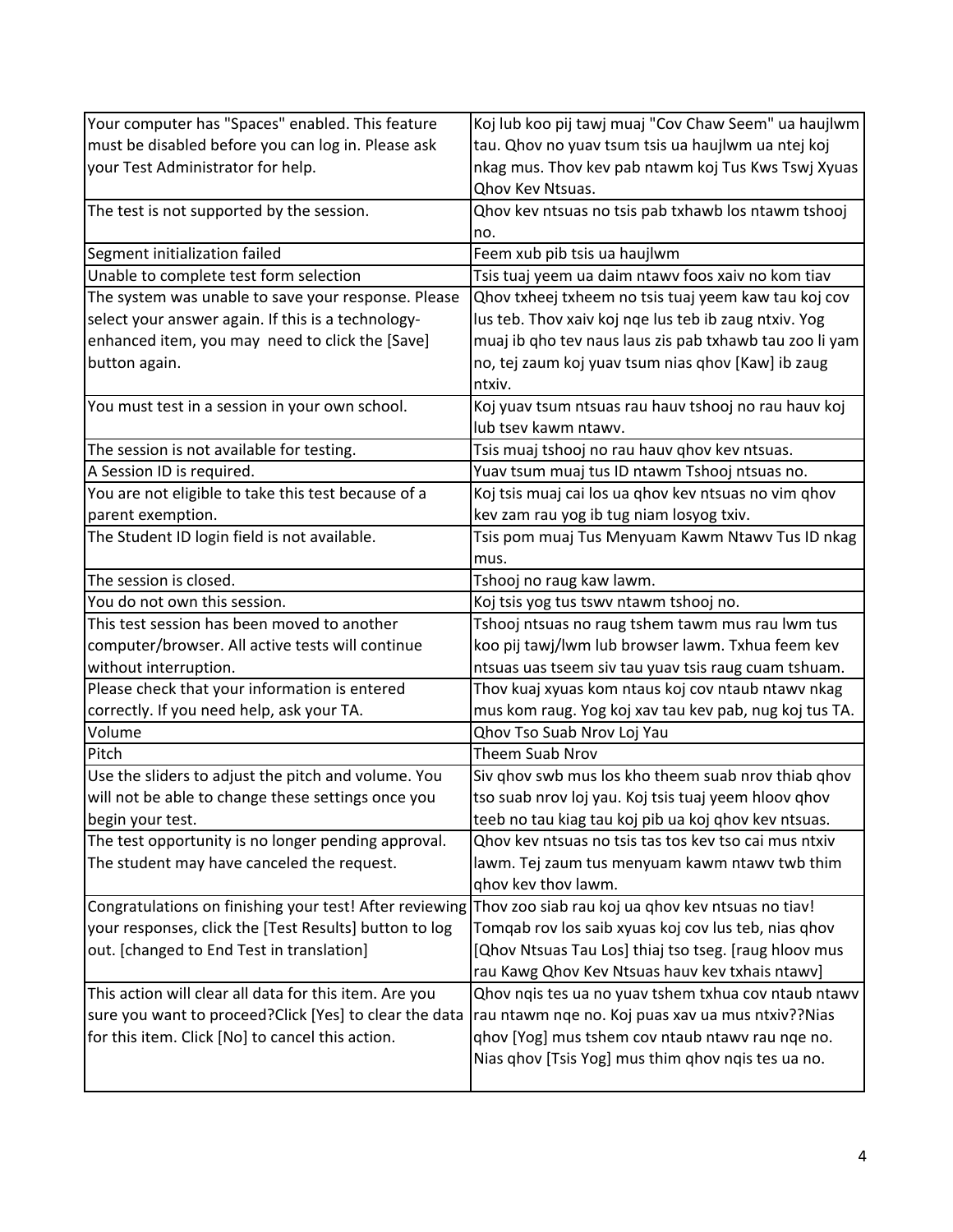| | |
|---|---|
| Your computer has "Spaces" enabled. This feature must be disabled before you can log in. Please ask your Test Administrator for help. | Koj lub koo pij tawj muaj "Cov Chaw Seem" ua haujlwm tau. Qhov no yuav tsum tsis ua haujlwm ua ntej koj nkag mus. Thov kev pab ntawm koj Tus Kws Tswj Xyuas Qhov Kev Ntsuas. |
| The test is not supported by the session. | Qhov kev ntsuas no tsis pab txhawb los ntawm tshooj no. |
| Segment initialization failed | Feem xub pib tsis ua haujlwm |
| Unable to complete test form selection | Tsis tuaj yeem ua daim ntawv foos xaiv no kom tiav |
| The system was unable to save your response. Please select your answer again. If this is a technology-enhanced item, you may need to click the [Save] button again. | Qhov txheej txheem no tsis tuaj yeem kaw tau koj cov lus teb. Thov xaiv koj nqe lus teb ib zaug ntxiv. Yog muaj ib qho tev naus laus zis pab txhawb tau zoo li yam no, tej zaum koj yuav tsum nias qhov [Kaw] ib zaug ntxiv. |
| You must test in a session in your own school. | Koj yuav tsum ntsuas rau hauv tshooj no rau hauv koj lub tsev kawm ntawv. |
| The session is not available for testing. | Tsis muaj tshooj no rau hauv qhov kev ntsuas. |
| A Session ID is required. | Yuav tsum muaj tus ID ntawm Tshooj ntsuas no. |
| You are not eligible to take this test because of a parent exemption. | Koj tsis muaj cai los ua qhov kev ntsuas no vim qhov kev zam rau yog ib tug niam losyog txiv. |
| The Student ID login field is not available. | Tsis pom muaj Tus Menyuam Kawm Ntawv Tus ID nkag mus. |
| The session is closed. | Tshooj no raug kaw lawm. |
| You do not own this session. | Koj tsis yog tus tswv ntawm tshooj no. |
| This test session has been moved to another computer/browser. All active tests will continue without interruption. | Tshooj ntsuas no raug tshem tawm mus rau lwm tus koo pij tawj/lwm lub browser lawm. Txhua feem kev ntsuas uas tseem siv tau yuav tsis raug cuam tshuam. |
| Please check that your information is entered correctly. If you need help, ask your TA. | Thov kuaj xyuas kom ntaus koj cov ntaub ntawv nkag mus kom raug. Yog koj xav tau kev pab, nug koj tus TA. |
| Volume | Qhov Tso Suab Nrov Loj Yau |
| Pitch | Theem Suab Nrov |
| Use the sliders to adjust the pitch and volume. You will not be able to change these settings once you begin your test. | Siv qhov swb mus los kho theem suab nrov thiab qhov tso suab nrov loj yau. Koj tsis tuaj yeem hloov qhov teeb no tau kiag tau koj pib ua koj qhov kev ntsuas. |
| The test opportunity is no longer pending approval. The student may have canceled the request. | Qhov kev ntsuas no tsis tas tos kev tso cai mus ntxiv lawm. Tej zaum tus menyuam kawm ntawv twb thim qhov kev thov lawm. |
| Congratulations on finishing your test! After reviewing your responses, click the [Test Results] button to log out. [changed to End Test in translation] | Thov zoo siab rau koj ua qhov kev ntsuas no tiav! Tomqab rov los saib xyuas koj cov lus teb, nias qhov [Qhov Ntsuas Tau Los] thiaj tso tseg. [raug hloov mus rau Kawg Qhov Kev Ntsuas hauv kev txhais ntawv] |
| This action will clear all data for this item. Are you sure you want to proceed?Click [Yes] to clear the data for this item. Click [No] to cancel this action. | Qhov nqis tes ua no yuav tshem txhua cov ntaub ntawv rau ntawm nqe no. Koj puas xav ua mus ntxiv??Nias qhov [Yog] mus tshem cov ntaub ntawv rau nqe no. Nias qhov [Tsis Yog] mus thim qhov nqis tes ua no. |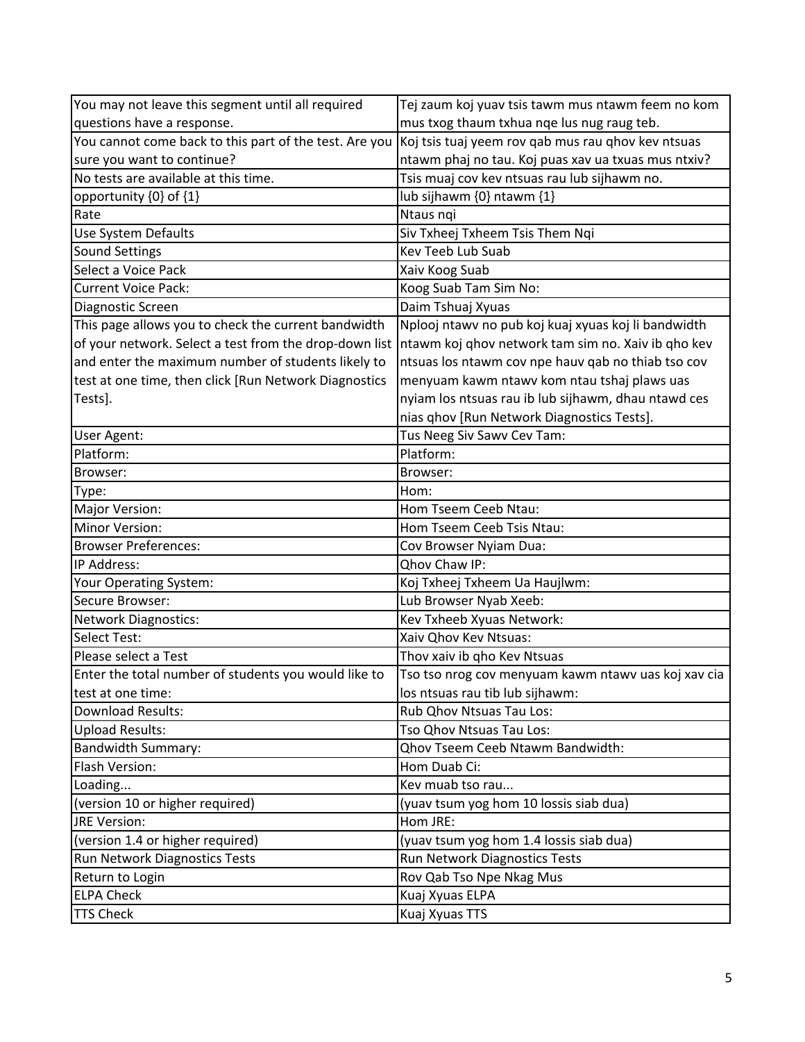| You may not leave this segment until all required questions have a response. | Tej zaum koj yuav tsis tawm mus ntawm feem no kom mus txog thaum txhua nqe lus nug raug teb. |
|---|---|
| You cannot come back to this part of the test. Are you sure you want to continue? | Koj tsis tuaj yeem rov qab mus rau qhov kev ntsuas ntawm phaj no tau. Koj puas xav ua txuas mus ntxiv? |
| No tests are available at this time. | Tsis muaj cov kev ntsuas rau lub sijhawm no. |
| opportunity {0} of {1} | lub sijhawm {0} ntawm {1} |
| Rate | Ntaus nqi |
| Use System Defaults | Siv Txheej Txheem Tsis Them Nqi |
| Sound Settings | Kev Teeb Lub Suab |
| Select a Voice Pack | Xaiv Koog Suab |
| Current Voice Pack: | Koog Suab Tam Sim No: |
| Diagnostic Screen | Daim Tshuaj Xyuas |
| This page allows you to check the current bandwidth of your network. Select a test from the drop-down list and enter the maximum number of students likely to test at one time, then click [Run Network Diagnostics Tests]. | Nplooj ntawv no pub koj kuaj xyuas koj li bandwidth ntawm koj qhov network tam sim no. Xaiv ib qho kev ntsuas los ntawm cov npe hauv qab no thiab tso cov menyuam kawm ntawv kom ntau tshaj plaws uas nyiam los ntsuas rau ib lub sijhawm, dhau ntawd ces nias qhov [Run Network Diagnostics Tests]. |
| User Agent: | Tus Neeg Siv Sawv Cev Tam: |
| Platform: | Platform: |
| Browser: | Browser: |
| Type: | Hom: |
| Major Version: | Hom Tseem Ceeb Ntau: |
| Minor Version: | Hom Tseem Ceeb Tsis Ntau: |
| Browser Preferences: | Cov Browser Nyiam Dua: |
| IP Address: | Qhov Chaw IP: |
| Your Operating System: | Koj Txheej Txheem Ua Haujlwm: |
| Secure Browser: | Lub Browser Nyab Xeeb: |
| Network Diagnostics: | Kev Txheeb Xyuas Network: |
| Select Test: | Xaiv Qhov Kev Ntsuas: |
| Please select a Test | Thov xaiv ib qho Kev Ntsuas |
| Enter the total number of students you would like to test at one time: | Tso tso nrog cov menyuam kawm ntawv uas koj xav cia los ntsuas rau tib lub sijhawm: |
| Download Results: | Rub Qhov Ntsuas Tau Los: |
| Upload Results: | Tso Qhov Ntsuas Tau Los: |
| Bandwidth Summary: | Qhov Tseem Ceeb Ntawm Bandwidth: |
| Flash Version: | Hom Duab Ci: |
| Loading... | Kev muab tso rau... |
| (version 10 or higher required) | (yuav tsum yog hom 10 lossis siab dua) |
| JRE Version: | Hom JRE: |
| (version 1.4 or higher required) | (yuav tsum yog hom 1.4 lossis siab dua) |
| Run Network Diagnostics Tests | Run Network Diagnostics Tests |
| Return to Login | Rov Qab Tso Npe Nkag Mus |
| ELPA Check | Kuaj Xyuas ELPA |
| TTS Check | Kuaj Xyuas TTS |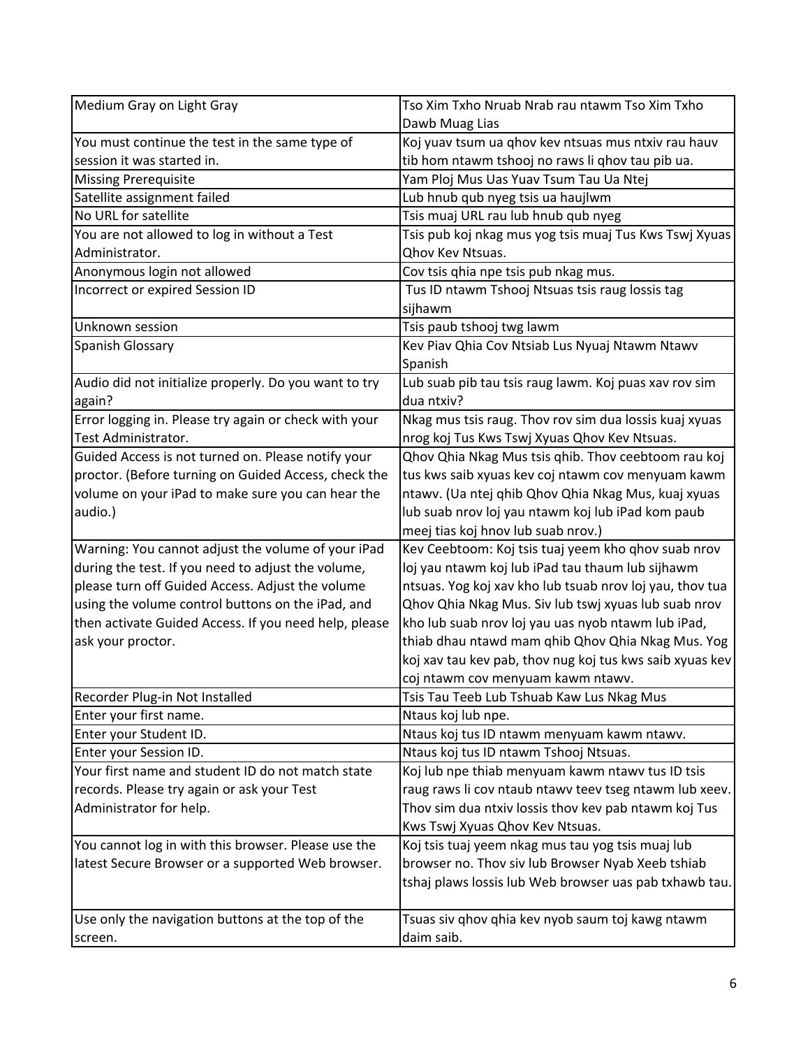| Medium Gray on Light Gray | Tso Xim Txho Nruab Nrab rau ntawm Tso Xim Txho Dawb Muag Lias |
|---|---|
| You must continue the test in the same type of session it was started in. | Koj yuav tsum ua qhov kev ntsuas mus ntxiv rau hauv tib hom ntawm tshooj no raws li qhov tau pib ua. |
| Missing Prerequisite | Yam Ploj Mus Uas Yuav Tsum Tau Ua Ntej |
| Satellite assignment failed | Lub hnub qub nyeg tsis ua haujlwm |
| No URL for satellite | Tsis muaj URL rau lub hnub qub nyeg |
| You are not allowed to log in without a Test Administrator. | Tsis pub koj nkag mus yog tsis muaj Tus Kws Tswj Xyuas Qhov Kev Ntsuas. |
| Anonymous login not allowed | Cov tsis qhia npe tsis pub nkag mus. |
| Incorrect or expired Session ID | Tus ID ntawm Tshooj Ntsuas tsis raug lossis tag sijhawm |
| Unknown session | Tsis paub tshooj twg lawm |
| Spanish Glossary | Kev Piav Qhia Cov Ntsiab Lus Nyuaj Ntawm Ntawv Spanish |
| Audio did not initialize properly. Do you want to try again? | Lub suab pib tau tsis raug lawm. Koj puas xav rov sim dua ntxiv? |
| Error logging in. Please try again or check with your Test Administrator. | Nkag mus tsis raug. Thov rov sim dua lossis kuaj xyuas nrog koj Tus Kws Tswj Xyuas Qhov Kev Ntsuas. |
| Guided Access is not turned on. Please notify your proctor. (Before turning on Guided Access, check the volume on your iPad to make sure you can hear the audio.) | Qhov Qhia Nkag Mus tsis qhib. Thov ceebtoom rau koj tus kws saib xyuas kev coj ntawm cov menyuam kawm ntawv. (Ua ntej qhib Qhov Qhia Nkag Mus, kuaj xyuas lub suab nrov loj yau ntawm koj lub iPad kom paub meej tias koj hnov lub suab nrov.) |
| Warning: You cannot adjust the volume of your iPad during the test. If you need to adjust the volume, please turn off Guided Access. Adjust the volume using the volume control buttons on the iPad, and then activate Guided Access. If you need help, please ask your proctor. | Kev Ceebtoom: Koj tsis tuaj yeem kho qhov suab nrov loj yau ntawm koj lub iPad tau thaum lub sijhawm ntsuas. Yog koj xav kho lub tsuab nrov loj yau, thov tua Qhov Qhia Nkag Mus. Siv lub tswj xyuas lub suab nrov kho lub suab nrov loj yau uas nyob ntawm lub iPad, thiab dhau ntawd mam qhib Qhov Qhia Nkag Mus. Yog koj xav tau kev pab, thov nug koj tus kws saib xyuas kev coj ntawm cov menyuam kawm ntawv. |
| Recorder Plug-in Not Installed | Tsis Tau Teeb Lub Tshuab Kaw Lus Nkag Mus |
| Enter your first name. | Ntaus koj lub npe. |
| Enter your Student ID. | Ntaus koj tus ID ntawm menyuam kawm ntawv. |
| Enter your Session ID. | Ntaus koj tus ID ntawm Tshooj Ntsuas. |
| Your first name and student ID do not match state records. Please try again or ask your Test Administrator for help. | Koj lub npe thiab menyuam kawm ntawv tus ID tsis raug raws li cov ntaub ntawv teev tseg ntawm lub xeev. Thov sim dua ntxiv lossis thov kev pab ntawm koj Tus Kws Tswj Xyuas Qhov Kev Ntsuas. |
| You cannot log in with this browser. Please use the latest Secure Browser or a supported Web browser. | Koj tsis tuaj yeem nkag mus tau yog tsis muaj lub browser no. Thov siv lub Browser Nyab Xeeb tshiab tshaj plaws lossis lub Web browser uas pab txhawb tau. |
| Use only the navigation buttons at the top of the screen. | Tsuas siv qhov qhia kev nyob saum toj kawg ntawm daim saib. |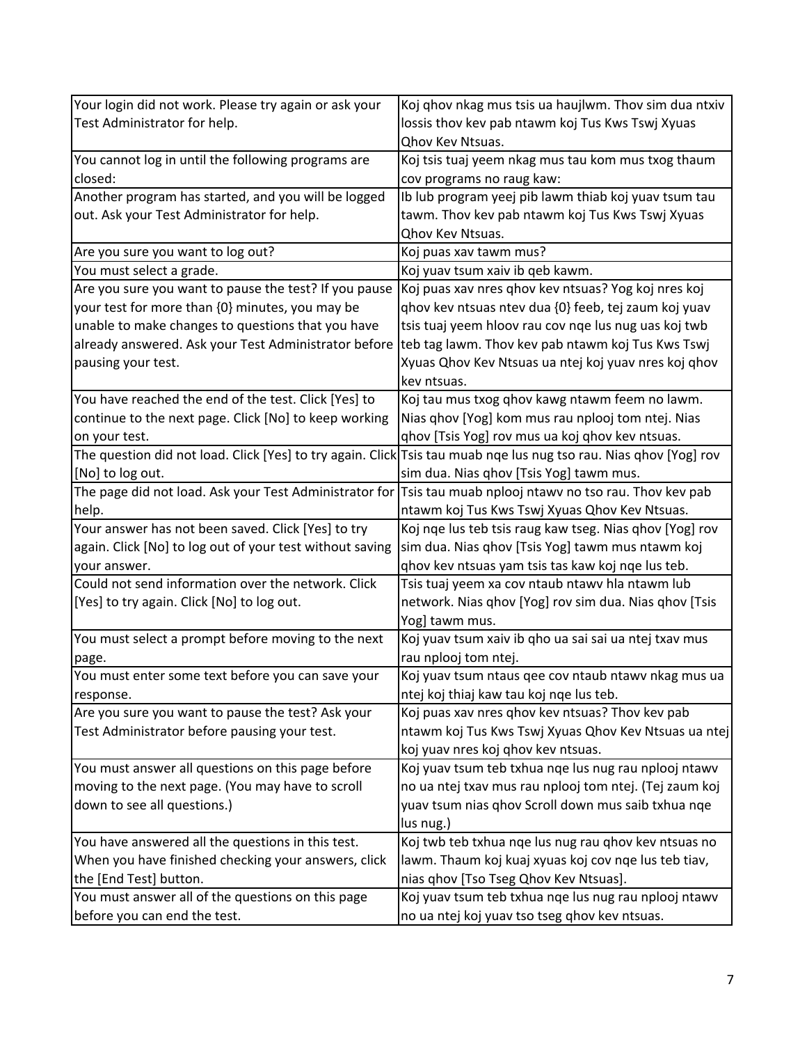| | |
|---|---|
| Your login did not work. Please try again or ask your Test Administrator for help. | Koj qhov nkag mus tsis ua haujlwm. Thov sim dua ntxiv lossis thov kev pab ntawm koj Tus Kws Tswj Xyuas Qhov Kev Ntsuas. |
| You cannot log in until the following programs are closed: | Koj tsis tuaj yeem nkag mus tau kom mus txog thaum cov programs no raug kaw: |
| Another program has started, and you will be logged out. Ask your Test Administrator for help. | Ib lub program yeej pib lawm thiab koj yuav tsum tau tawm. Thov kev pab ntawm koj Tus Kws Tswj Xyuas Qhov Kev Ntsuas. |
| Are you sure you want to log out? | Koj puas xav tawm mus? |
| You must select a grade. | Koj yuav tsum xaiv ib qeb kawm. |
| Are you sure you want to pause the test? If you pause your test for more than {0} minutes, you may be unable to make changes to questions that you have already answered. Ask your Test Administrator before pausing your test. | Koj puas xav nres qhov kev ntsuas? Yog koj nres koj qhov kev ntsuas ntev dua {0} feeb, tej zaum koj yuav tsis tuaj yeem hloov rau cov nqe lus nug uas koj twb teb tag lawm. Thov kev pab ntawm koj Tus Kws Tswj Xyuas Qhov Kev Ntsuas ua ntej koj yuav nres koj qhov kev ntsuas. |
| You have reached the end of the test. Click [Yes] to continue to the next page. Click [No] to keep working on your test. | Koj tau mus txog qhov kawg ntawm feem no lawm. Nias qhov [Yog] kom mus rau nplooj tom ntej. Nias qhov [Tsis Yog] rov mus ua koj qhov kev ntsuas. |
| The question did not load. Click [Yes] to try again. Click [No] to log out. | Tsis tau muab nqe lus nug tso rau. Nias qhov [Yog] rov sim dua. Nias qhov [Tsis Yog] tawm mus. |
| The page did not load. Ask your Test Administrator for help. | Tsis tau muab nplooj ntawv no tso rau. Thov kev pab ntawm koj Tus Kws Tswj Xyuas Qhov Kev Ntsuas. |
| Your answer has not been saved. Click [Yes] to try again. Click [No] to log out of your test without saving your answer. | Koj nqe lus teb tsis raug kaw tseg. Nias qhov [Yog] rov sim dua. Nias qhov [Tsis Yog] tawm mus ntawm koj qhov kev ntsuas yam tsis tas kaw koj nqe lus teb. |
| Could not send information over the network. Click [Yes] to try again. Click [No] to log out. | Tsis tuaj yeem xa cov ntaub ntawv hla ntawm lub network. Nias qhov [Yog] rov sim dua. Nias qhov [Tsis Yog] tawm mus. |
| You must select a prompt before moving to the next page. | Koj yuav tsum xaiv ib qho ua sai sai ua ntej txav mus rau nplooj tom ntej. |
| You must enter some text before you can save your response. | Koj yuav tsum ntaus qee cov ntaub ntawv nkag mus ua ntej koj thiaj kaw tau koj nqe lus teb. |
| Are you sure you want to pause the test? Ask your Test Administrator before pausing your test. | Koj puas xav nres qhov kev ntsuas? Thov kev pab ntawm koj Tus Kws Tswj Xyuas Qhov Kev Ntsuas ua ntej koj yuav nres koj qhov kev ntsuas. |
| You must answer all questions on this page before moving to the next page. (You may have to scroll down to see all questions.) | Koj yuav tsum teb txhua nqe lus nug rau nplooj ntawv no ua ntej txav mus rau nplooj tom ntej. (Tej zaum koj yuav tsum nias qhov Scroll down mus saib txhua nqe lus nug.) |
| You have answered all the questions in this test. When you have finished checking your answers, click the [End Test] button. | Koj twb teb txhua nqe lus nug rau qhov kev ntsuas no lawm. Thaum koj kuaj xyuas koj cov nqe lus teb tiav, nias qhov [Tso Tseg Qhov Kev Ntsuas]. |
| You must answer all of the questions on this page before you can end the test. | Koj yuav tsum teb txhua nqe lus nug rau nplooj ntawv no ua ntej koj yuav tso tseg qhov kev ntsuas. |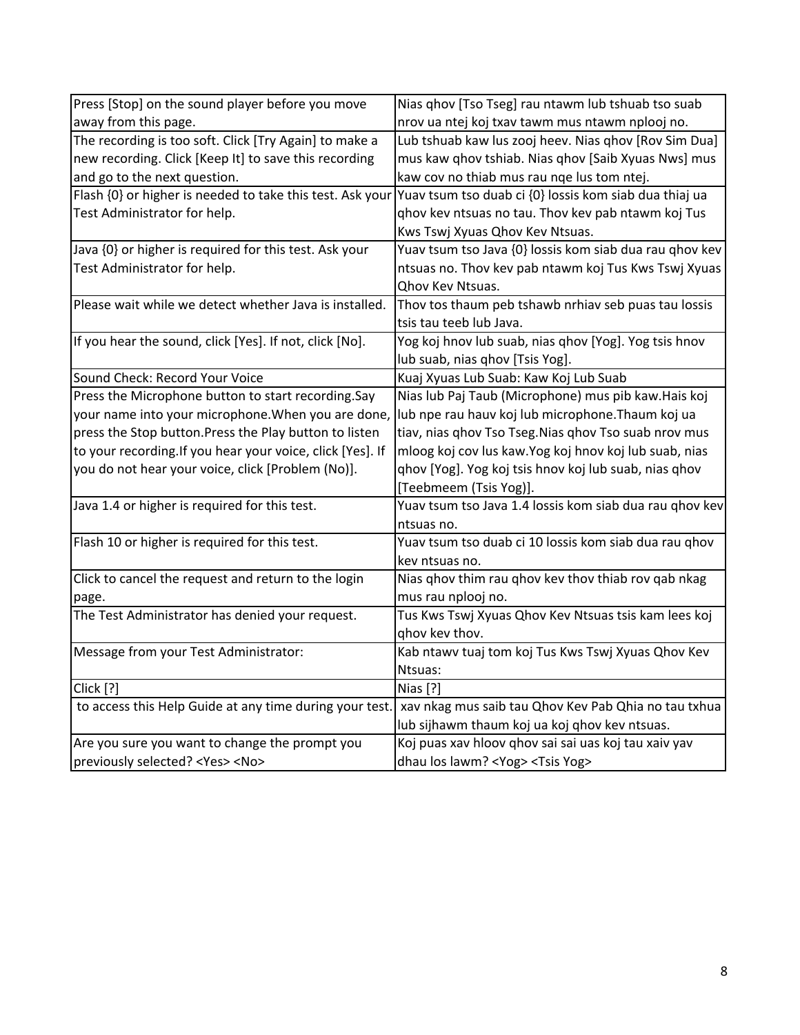| | |
|---|---|
| Press [Stop] on the sound player before you move away from this page. | Nias qhov [Tso Tseg] rau ntawm lub tshuab tso suab nrov ua ntej koj txav tawm mus ntawm nplooj no. |
| The recording is too soft. Click [Try Again] to make a new recording. Click [Keep It] to save this recording and go to the next question. | Lub tshuab kaw lus zooj heev. Nias qhov [Rov Sim Dua] mus kaw qhov tshiab. Nias qhov [Saib Xyuas Nws] mus kaw cov no thiab mus rau nqe lus tom ntej. |
| Flash {0} or higher is needed to take this test. Ask your Test Administrator for help. | Yuav tsum tso duab ci {0} lossis kom siab dua thiaj ua qhov kev ntsuas no tau. Thov kev pab ntawm koj Tus Kws Tswj Xyuas Qhov Kev Ntsuas. |
| Java {0} or higher is required for this test. Ask your Test Administrator for help. | Yuav tsum tso Java {0} lossis kom siab dua rau qhov kev ntsuas no. Thov kev pab ntawm koj Tus Kws Tswj Xyuas Qhov Kev Ntsuas. |
| Please wait while we detect whether Java is installed. | Thov tos thaum peb tshawb nrhiav seb puas tau lossis tsis tau teeb lub Java. |
| If you hear the sound, click [Yes]. If not, click [No]. | Yog koj hnov lub suab, nias qhov [Yog]. Yog tsis hnov lub suab, nias qhov [Tsis Yog]. |
| Sound Check: Record Your Voice | Kuaj Xyuas Lub Suab: Kaw Koj Lub Suab |
| Press the Microphone button to start recording.Say your name into your microphone.When you are done, press the Stop button.Press the Play button to listen to your recording.If you hear your voice, click [Yes]. If you do not hear your voice, click [Problem (No)]. | Nias lub Paj Taub (Microphone) mus pib kaw.Hais koj lub npe rau hauv koj lub microphone.Thaum koj ua tiav, nias qhov Tso Tseg.Nias qhov Tso suab nrov mus mloog koj cov lus kaw.Yog koj hnov koj lub suab, nias qhov [Yog]. Yog koj tsis hnov koj lub suab, nias qhov [Teebmeem (Tsis Yog)]. |
| Java 1.4 or higher is required for this test. | Yuav tsum tso Java 1.4 lossis kom siab dua rau qhov kev ntsuas no. |
| Flash 10 or higher is required for this test. | Yuav tsum tso duab ci 10 lossis kom siab dua rau qhov kev ntsuas no. |
| Click to cancel the request and return to the login page. | Nias qhov thim rau qhov kev thov thiab rov qab nkag mus rau nplooj no. |
| The Test Administrator has denied your request. | Tus Kws Tswj Xyuas Qhov Kev Ntsuas tsis kam lees koj qhov kev thov. |
| Message from your Test Administrator: | Kab ntawv tuaj tom koj Tus Kws Tswj Xyuas Qhov Kev Ntsuas: |
| Click [?] | Nias [?] |
| to access this Help Guide at any time during your test. | xav nkag mus saib tau Qhov Kev Pab Qhia no tau txhua lub sijhawm thaum koj ua koj qhov kev ntsuas. |
| Are you sure you want to change the prompt you previously selected? <Yes> <No> | Koj puas xav hloov qhov sai sai uas koj tau xaiv yav dhau los lawm? <Yog> <Tsis Yog> |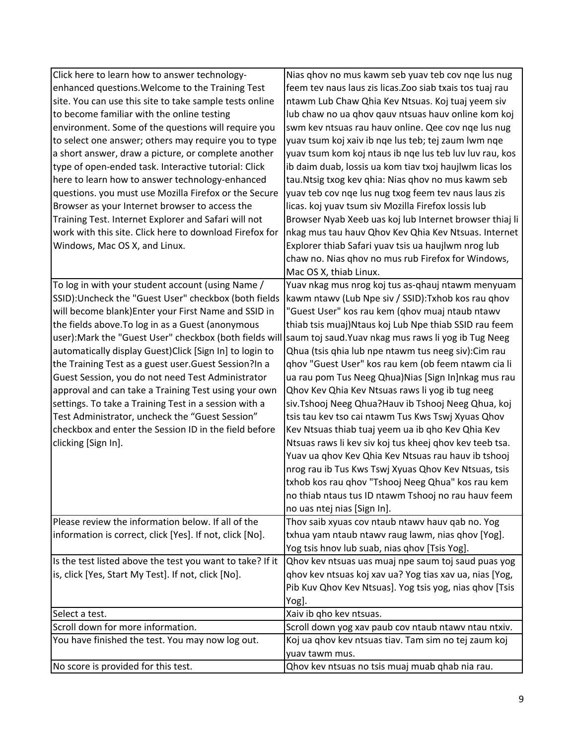| Click here to learn how to answer technology-enhanced questions.Welcome to the Training Test site. You can use this site to take sample tests online to become familiar with the online testing environment. Some of the questions will require you to select one answer; others may require you to type a short answer, draw a picture, or complete another type of open-ended task. Interactive tutorial: Click here to learn how to answer technology-enhanced questions. you must use Mozilla Firefox or the Secure Browser as your Internet browser to access the Training Test. Internet Explorer and Safari will not work with this site. Click here to download Firefox for Windows, Mac OS X, and Linux. | Nias qhov no mus kawm seb yuav teb cov nqe lus nug feem tev naus laus zis licas.Zoo siab txais tos tuaj rau ntawm Lub Chaw Qhia Kev Ntsuas. Koj tuaj yeem siv lub chaw no ua qhov qauv ntsuas hauv online kom koj swm kev ntsuas rau hauv online. Qee cov nqe lus nug yuav tsum koj xaiv ib nqe lus teb; tej zaum lwm nqe yuav tsum kom koj ntaus ib nqe lus teb luv luv rau, kos ib daim duab, lossis ua kom tiav txoj haujlwm licas los tau.Ntsig txog kev qhia: Nias qhov no mus kawm seb yuav teb cov nqe lus nug txog feem tev naus laus zis licas. koj yuav tsum siv Mozilla Firefox lossis lub Browser Nyab Xeeb uas koj lub Internet browser thiaj li nkag mus tau hauv Qhov Kev Qhia Kev Ntsuas. Internet Explorer thiab Safari yuav tsis ua haujlwm nrog lub chaw no. Nias qhov no mus rub Firefox for Windows, Mac OS X, thiab Linux. |
|---|---|
| To log in with your student account (using Name / SSID):Uncheck the "Guest User" checkbox (both fields will become blank)Enter your First Name and SSID in the fields above.To log in as a Guest (anonymous user):Mark the "Guest User" checkbox (both fields will automatically display Guest)Click [Sign In] to login to the Training Test as a guest user.Guest Session?In a Guest Session, you do not need Test Administrator approval and can take a Training Test using your own settings. To take a Training Test in a session with a Test Administrator, uncheck the "Guest Session" checkbox and enter the Session ID in the field before clicking [Sign In]. | Yuav nkag mus nrog koj tus as-qhauj ntawm menyuam kawm ntawv (Lub Npe siv / SSID):Txhob kos rau qhov "Guest User" kos rau kem (qhov muaj ntaub ntawv thiab tsis muaj)Ntaus koj Lub Npe thiab SSID rau feem saum toj saud.Yuav nkag mus raws li yog ib Tug Neeg Qhua (tsis qhia lub npe ntawm tus neeg siv):Cim rau qhov "Guest User" kos rau kem (ob feem ntawm cia li ua rau pom Tus Neeg Qhua)Nias [Sign In]nkag mus rau Qhov Kev Qhia Kev Ntsuas raws li yog ib tug neeg siv.Tshooj Neeg Qhua?Hauv ib Tshooj Neeg Qhua, koj tsis tau kev tso cai ntawm Tus Kws Tswj Xyuas Qhov Kev Ntsuas thiab tuaj yeem ua ib qho Kev Qhia Kev Ntsuas raws li kev siv koj tus kheej qhov kev teeb tsa. Yuav ua qhov Kev Qhia Kev Ntsuas rau hauv ib tshooj nrog rau ib Tus Kws Tswj Xyuas Qhov Kev Ntsuas, tsis txhob kos rau qhov "Tshooj Neeg Qhua" kos rau kem no thiab ntaus tus ID ntawm Tshooj no rau hauv feem no uas ntej nias [Sign In]. |
| Please review the information below. If all of the information is correct, click [Yes]. If not, click [No]. | Thov saib xyuas cov ntaub ntawv hauv qab no. Yog txhua yam ntaub ntawv raug lawm, nias qhov [Yog]. Yog tsis hnov lub suab, nias qhov [Tsis Yog]. |
| Is the test listed above the test you want to take? If it is, click [Yes, Start My Test]. If not, click [No]. | Qhov kev ntsuas uas muaj npe saum toj saud puas yog qhov kev ntsuas koj xav ua? Yog tias xav ua, nias [Yog, Pib Kuv Qhov Kev Ntsuas]. Yog tsis yog, nias qhov [Tsis Yog]. |
| Select a test. | Xaiv ib qho kev ntsuas. |
| Scroll down for more information. | Scroll down yog xav paub cov ntaub ntawv ntau ntxiv. |
| You have finished the test. You may now log out. | Koj ua qhov kev ntsuas tiav. Tam sim no tej zaum koj yuav tawm mus. |
| No score is provided for this test. | Qhov kev ntsuas no tsis muaj muab qhab nia rau. |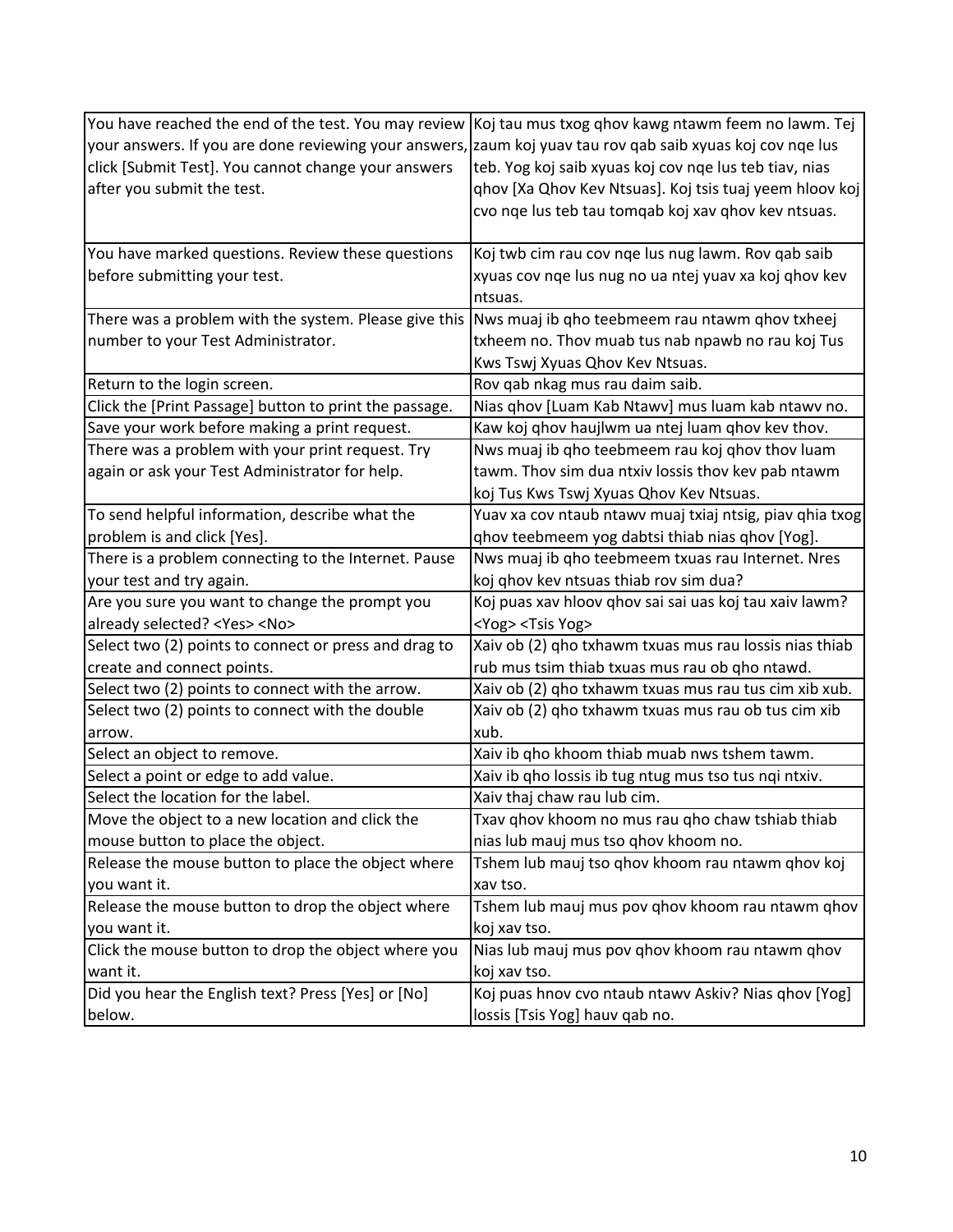| | |
|---|---|
| You have reached the end of the test. You may review your answers. If you are done reviewing your answers, click [Submit Test]. You cannot change your answers after you submit the test. | Koj tau mus txog qhov kawg ntawm feem no lawm. Tej zaum koj yuav tau rov qab saib xyuas koj cov nqe lus teb. Yog koj saib xyuas koj cov nqe lus teb tiav, nias qhov [Xa Qhov Kev Ntsuas]. Koj tsis tuaj yeem hloov koj cvo nqe lus teb tau tomqab koj xav qhov kev ntsuas. |
| You have marked questions. Review these questions before submitting your test. | Koj twb cim rau cov nqe lus nug lawm. Rov qab saib xyuas cov nqe lus nug no ua ntej yuav xa koj qhov kev ntsuas. |
| There was a problem with the system. Please give this number to your Test Administrator. | Nws muaj ib qho teebmeem rau ntawm qhov txheej txheem no. Thov muab tus nab npawb no rau koj Tus Kws Tswj Xyuas Qhov Kev Ntsuas. |
| Return to the login screen. | Rov qab nkag mus rau daim saib. |
| Click the [Print Passage] button to print the passage. | Nias qhov [Luam Kab Ntawv] mus luam kab ntawv no. |
| Save your work before making a print request. | Kaw koj qhov haujlwm ua ntej luam qhov kev thov. |
| There was a problem with your print request. Try again or ask your Test Administrator for help. | Nws muaj ib qho teebmeem rau koj qhov thov luam tawm. Thov sim dua ntxiv lossis thov kev pab ntawm koj Tus Kws Tswj Xyuas Qhov Kev Ntsuas. |
| To send helpful information, describe what the problem is and click [Yes]. | Yuav xa cov ntaub ntawv muaj txiaj ntsig, piav qhia txog qhov teebmeem yog dabtsi thiab nias qhov [Yog]. |
| There is a problem connecting to the Internet. Pause your test and try again. | Nws muaj ib qho teebmeem txuas rau Internet. Nres koj qhov kev ntsuas thiab rov sim dua? |
| Are you sure you want to change the prompt you already selected? <Yes> <No> | Koj puas xav hloov qhov sai sai uas koj tau xaiv lawm? <Yog> <Tsis Yog> |
| Select two (2) points to connect or press and drag to create and connect points. | Xaiv ob (2) qho txhawm txuas mus rau lossis nias thiab rub mus tsim thiab txuas mus rau ob qho ntawd. |
| Select two (2) points to connect with the arrow. | Xaiv ob (2) qho txhawm txuas mus rau tus cim xib xub. |
| Select two (2) points to connect with the double arrow. | Xaiv ob (2) qho txhawm txuas mus rau ob tus cim xib xub. |
| Select an object to remove. | Xaiv ib qho khoom thiab muab nws tshem tawm. |
| Select a point or edge to add value. | Xaiv ib qho lossis ib tug ntug mus tso tus nqi ntxiv. |
| Select the location for the label. | Xaiv thaj chaw rau lub cim. |
| Move the object to a new location and click the mouse button to place the object. | Txav qhov khoom no mus rau qho chaw tshiab thiab nias lub mauj mus tso qhov khoom no. |
| Release the mouse button to place the object where you want it. | Tshem lub mauj tso qhov khoom rau ntawm qhov koj xav tso. |
| Release the mouse button to drop the object where you want it. | Tshem lub mauj mus pov qhov khoom rau ntawm qhov koj xav tso. |
| Click the mouse button to drop the object where you want it. | Nias lub mauj mus pov qhov khoom rau ntawm qhov koj xav tso. |
| Did you hear the English text? Press [Yes] or [No] below. | Koj puas hnov cvo ntaub ntawv Askiv? Nias qhov [Yog] lossis [Tsis Yog] hauv qab no. |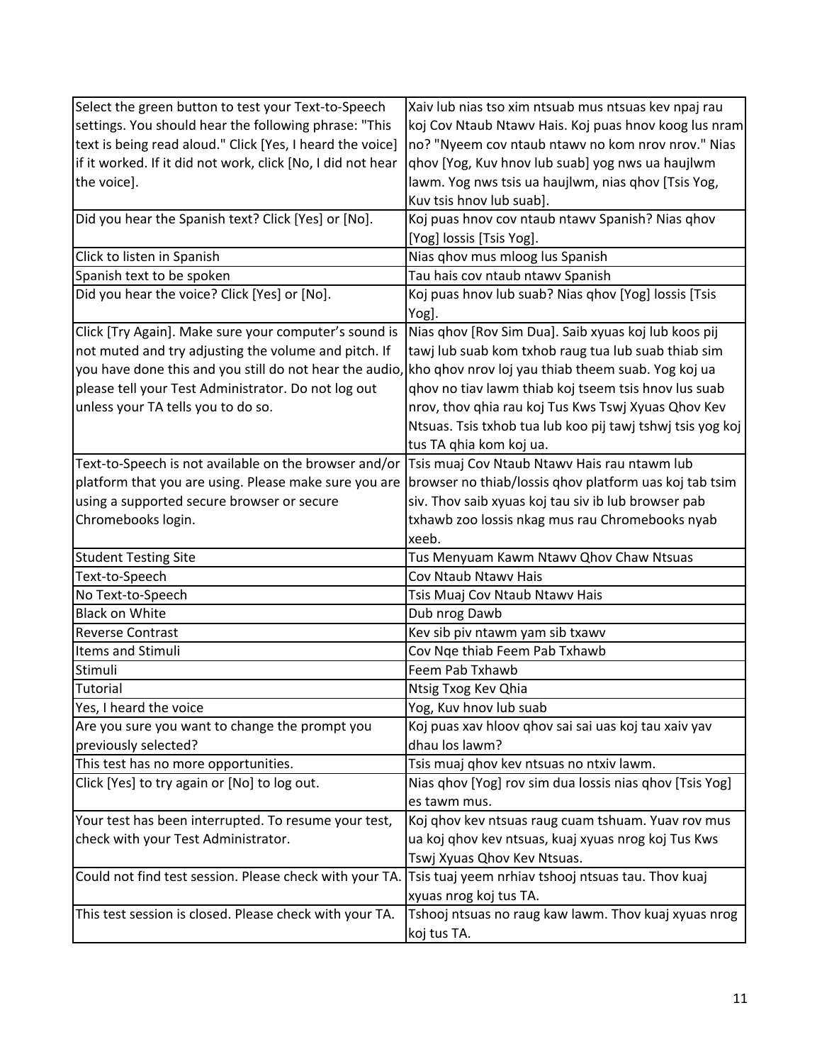| Select the green button to test your Text-to-Speech settings. You should hear the following phrase: "This text is being read aloud." Click [Yes, I heard the voice] if it worked. If it did not work, click [No, I did not hear the voice]. | Xaiv lub nias tso xim ntsuab mus ntsuas kev npaj rau koj Cov Ntaub Ntawv Hais. Koj puas hnov koog lus nram no? "Nyeem cov ntaub ntawv no kom nrov nrov." Nias qhov [Yog, Kuv hnov lub suab] yog nws tsis ua haujlwm lawm. Yog nws tsis ua haujlwm, nias qhov [Tsis Yog, Kuv tsis hnov lub suab]. |
|---|---|
| Did you hear the Spanish text? Click [Yes] or [No]. | Koj puas hnov cov ntaub ntawv Spanish? Nias qhov [Yog] lossis [Tsis Yog]. |
| Click to listen in Spanish | Nias qhov mus mloog lus Spanish |
| Spanish text to be spoken | Tau hais cov ntaub ntawv Spanish |
| Did you hear the voice? Click [Yes] or [No]. | Koj puas hnov lub suab? Nias qhov [Yog] lossis [Tsis Yog]. |
| Click [Try Again]. Make sure your computer's sound is not muted and try adjusting the volume and pitch. If you have done this and you still do not hear the audio, please tell your Test Administrator. Do not log out unless your TA tells you to do so. | Nias qhov [Rov Sim Dua]. Saib xyuas koj lub koos pij tawj lub suab kom txhob raug tua lub suab thiab sim kho qhov nrov loj yau thiab theem suab. Yog koj ua qhov no tiav lawm thiab koj tseem tsis hnov lus suab nrov, thov qhia rau koj Tus Kws Tswj Xyuas Qhov Kev Ntsuas. Tsis txhob tua lub koo pij tawj tshwj tsis yog koj tus TA qhia kom koj ua. |
| Text-to-Speech is not available on the browser and/or platform that you are using. Please make sure you are using a supported secure browser or secure Chromebooks login. | Tsis muaj Cov Ntaub Ntawv Hais rau ntawm lub browser no thiab/lossis qhov platform uas koj tab tsim siv. Thov saib xyuas koj tau siv ib lub browser pab txhawb zoo lossis nkag mus rau Chromebooks nyab xeeb. |
| Student Testing Site | Tus Menyuam Kawm Ntawv Qhov Chaw Ntsuas |
| Text-to-Speech | Cov Ntaub Ntawv Hais |
| No Text-to-Speech | Tsis Muaj Cov Ntaub Ntawv Hais |
| Black on White | Dub nrog Dawb |
| Reverse Contrast | Kev sib piv ntawm yam sib txawv |
| Items and Stimuli | Cov Nqe thiab Feem Pab Txhawb |
| Stimuli | Feem Pab Txhawb |
| Tutorial | Ntsig Txog Kev Qhia |
| Yes, I heard the voice | Yog, Kuv hnov lub suab |
| Are you sure you want to change the prompt you previously selected? | Koj puas xav hloov qhov sai sai uas koj tau xaiv yav dhau los lawm? |
| This test has no more opportunities. | Tsis muaj qhov kev ntsuas no ntxiv lawm. |
| Click [Yes] to try again or [No] to log out. | Nias qhov [Yog] rov sim dua lossis nias qhov [Tsis Yog] es tawm mus. |
| Your test has been interrupted. To resume your test, check with your Test Administrator. | Koj qhov kev ntsuas raug cuam tshuam. Yuav rov mus ua koj qhov kev ntsuas, kuaj xyuas nrog koj Tus Kws Tswj Xyuas Qhov Kev Ntsuas. |
| Could not find test session. Please check with your TA. | Tsis tuaj yeem nrhiav tshooj ntsuas tau. Thov kuaj xyuas nrog koj tus TA. |
| This test session is closed. Please check with your TA. | Tshooj ntsuas no raug kaw lawm. Thov kuaj xyuas nrog koj tus TA. |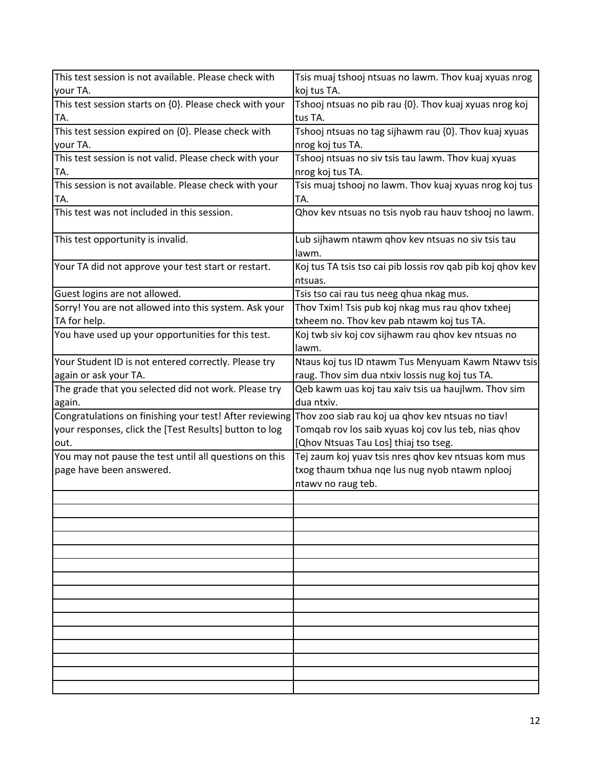| | |
|---|---|
| This test session is not available. Please check with your TA. | Tsis muaj tshooj ntsuas no lawm. Thov kuaj xyuas nrog koj tus TA. |
| This test session starts on {0}. Please check with your TA. | Tshooj ntsuas no pib rau {0}. Thov kuaj xyuas nrog koj tus TA. |
| This test session expired on {0}. Please check with your TA. | Tshooj ntsuas no tag sijhawm rau {0}. Thov kuaj xyuas nrog koj tus TA. |
| This test session is not valid. Please check with your TA. | Tshooj ntsuas no siv tsis tau lawm. Thov kuaj xyuas nrog koj tus TA. |
| This session is not available. Please check with your TA. | Tsis muaj tshooj no lawm. Thov kuaj xyuas nrog koj tus TA. |
| This test was not included in this session. | Qhov kev ntsuas no tsis nyob rau hauv tshooj no lawm. |
| This test opportunity is invalid. | Lub sijhawm ntawm qhov kev ntsuas no siv tsis tau lawm. |
| Your TA did not approve your test start or restart. | Koj tus TA tsis tso cai pib lossis rov qab pib koj qhov kev ntsuas. |
| Guest logins are not allowed. | Tsis tso cai rau tus neeg qhua nkag mus. |
| Sorry! You are not allowed into this system. Ask your TA for help. | Thov Txim! Tsis pub koj nkag mus rau qhov txheej txheem no. Thov kev pab ntawm koj tus TA. |
| You have used up your opportunities for this test. | Koj twb siv koj cov sijhawm rau qhov kev ntsuas no lawm. |
| Your Student ID is not entered correctly. Please try again or ask your TA. | Ntaus koj tus ID ntawm Tus Menyuam Kawm Ntawv tsis raug. Thov sim dua ntxiv lossis nug koj tus TA. |
| The grade that you selected did not work. Please try again. | Qeb kawm uas koj tau xaiv tsis ua haujlwm. Thov sim dua ntxiv. |
| Congratulations on finishing your test! After reviewing your responses, click the [Test Results] button to log out. | Thov zoo siab rau koj ua qhov kev ntsuas no tiav! Tomqab rov los saib xyuas koj cov lus teb, nias qhov [Qhov Ntsuas Tau Los] thiaj tso tseg. |
| You may not pause the test until all questions on this page have been answered. | Tej zaum koj yuav tsis nres qhov kev ntsuas kom mus txog thaum txhua nqe lus nug nyob ntawm nplooj ntawv no raug teb. |
| | |
| | |
| | |
| | |
| | |
| | |
| | |
| | |
| | |
| | |
| | |
| | |
| | |
| | |
| | |